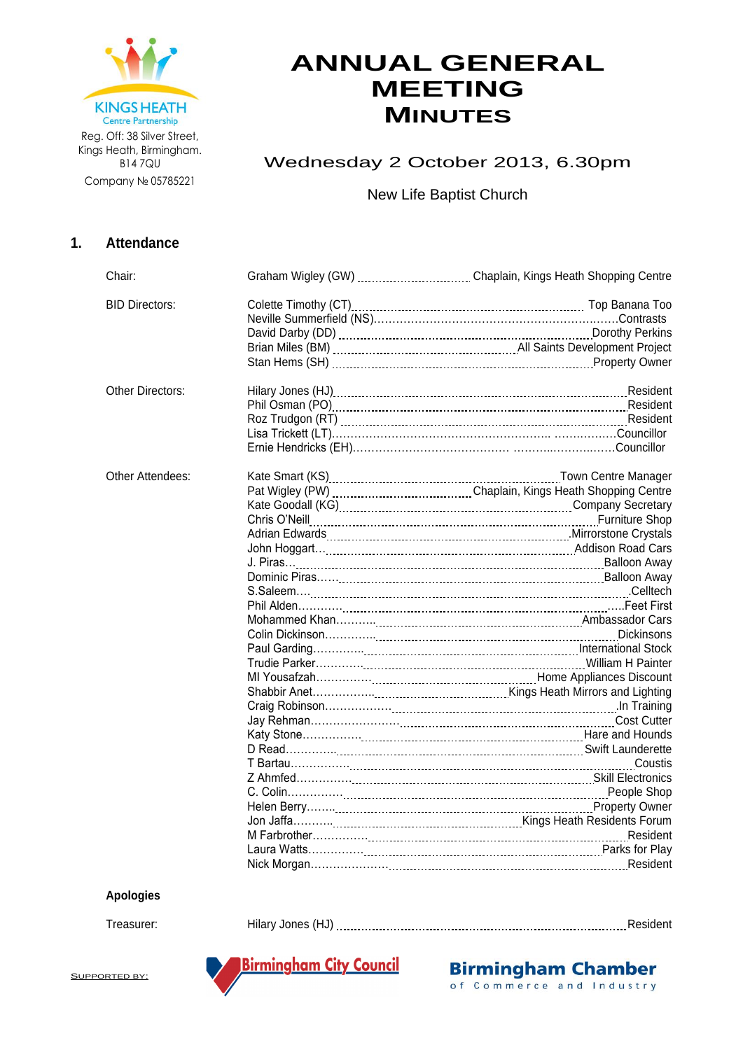KINGS HEATH
Centre Partnership

Reg. Off: 38 Silver Street, Kings Heath, Birmingham. B14 7QU
Company № 05785221

# ANNUAL GENERAL MEETING MINUTES

Wednesday 2 October 2013, 6.30pm

New Life Baptist Church

## 1. Attendance

| | | |
|---|---|---|
| Chair: | Graham Wigley (GW) | Chaplain, Kings Heath Shopping Centre |
| BID Directors: | Colette Timothy (CT) | Top Banana Too |
| | Neville Summerfield (NS) | Contrasts |
| | David Darby (DD) | Dorothy Perkins |
| | Brian Miles (BM) | All Saints Development Project |
| | Stan Hems (SH) | Property Owner |
| Other Directors: | Hilary Jones (HJ) | Resident |
| | Phil Osman (PO) | Resident |
| | Roz Trudgon (RT) | Resident |
| | Lisa Trickett (LT) | Councillor |
| | Ernie Hendricks (EH) | Councillor |
| Other Attendees: | Kate Smart (KS) | Town Centre Manager |
| | Pat Wigley (PW) | Chaplain, Kings Heath Shopping Centre |
| | Kate Goodall (KG) | Company Secretary |
| | Chris O'Neill | Furniture Shop |
| | Adrian Edwards | Mirrorstone Crystals |
| | John Hoggart | Addison Road Cars |
| | J. Piras | Balloon Away |
| | Dominic Piras | Balloon Away |
| | S.Saleem | Celltech |
| | Phil Alden | Feet First |
| | Mohammed Khan | Ambassador Cars |
| | Colin Dickinson | Dickinsons |
| | Paul Garding | International Stock |
| | Trudie Parker | William H Painter |
| | MI Yousafzah | Home Appliances Discount |
| | Shabbir Anet | Kings Heath Mirrors and Lighting |
| | Craig Robinson | In Training |
| | Jay Rehman | Cost Cutter |
| | Katy Stone | Hare and Hounds |
| | D Read | Swift Launderette |
| | T Bartau | Coustis |
| | Z Ahmfed | Skill Electronics |
| | C. Colin | People Shop |
| | Helen Berry | Property Owner |
| | Jon Jaffa | Kings Heath Residents Forum |
| | M Farbrother | Resident |
| | Laura Watts | Parks for Play |
| | Nick Morgan | Resident |

**Apologies**

| | | |
|---|---|---|
| Treasurer: | Hilary Jones (HJ) | Resident |

SUPPORTED BY: Birmingham City Council; Birmingham Chamber of Commerce and Industry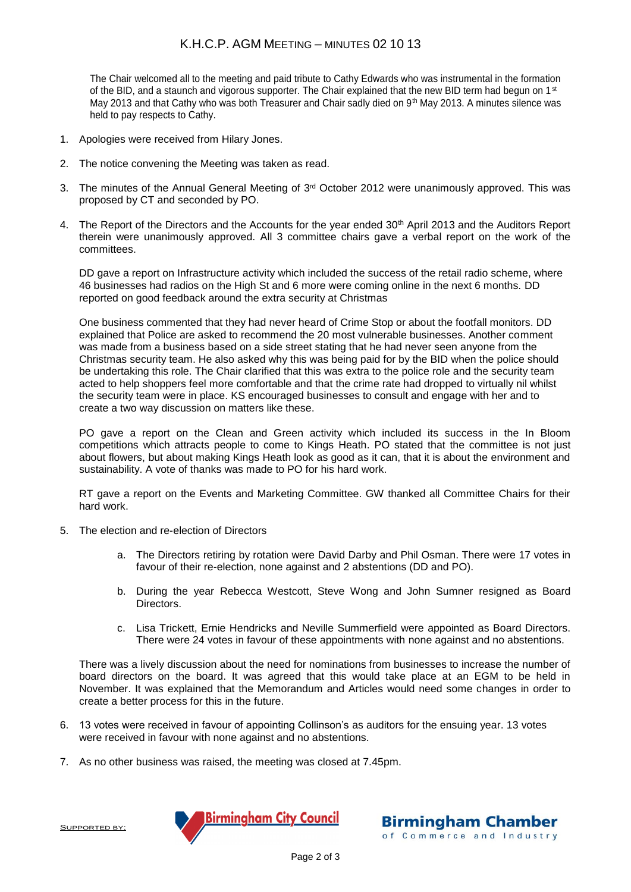# K.H.C.P. AGM Meeting – Minutes 02 10 13

The Chair welcomed all to the meeting and paid tribute to Cathy Edwards who was instrumental in the formation of the BID, and a staunch and vigorous supporter. The Chair explained that the new BID term had begun on 1st May 2013 and that Cathy who was both Treasurer and Chair sadly died on 9th May 2013. A minutes silence was held to pay respects to Cathy.

1. Apologies were received from Hilary Jones.

2. The notice convening the Meeting was taken as read.

3. The minutes of the Annual General Meeting of 3rd October 2012 were unanimously approved. This was proposed by CT and seconded by PO.

4. The Report of the Directors and the Accounts for the year ended 30th April 2013 and the Auditors Report therein were unanimously approved. All 3 committee chairs gave a verbal report on the work of the committees.

   DD gave a report on Infrastructure activity which included the success of the retail radio scheme, where 46 businesses had radios on the High St and 6 more were coming online in the next 6 months. DD reported on good feedback around the extra security at Christmas

   One business commented that they had never heard of Crime Stop or about the footfall monitors. DD explained that Police are asked to recommend the 20 most vulnerable businesses. Another comment was made from a business based on a side street stating that he had never seen anyone from the Christmas security team. He also asked why this was being paid for by the BID when the police should be undertaking this role. The Chair clarified that this was extra to the police role and the security team acted to help shoppers feel more comfortable and that the crime rate had dropped to virtually nil whilst the security team were in place. KS encouraged businesses to consult and engage with her and to create a two way discussion on matters like these.

   PO gave a report on the Clean and Green activity which included its success in the In Bloom competitions which attracts people to come to Kings Heath. PO stated that the committee is not just about flowers, but about making Kings Heath look as good as it can, that it is about the environment and sustainability. A vote of thanks was made to PO for his hard work.

   RT gave a report on the Events and Marketing Committee. GW thanked all Committee Chairs for their hard work.

5. The election and re-election of Directors

   a. The Directors retiring by rotation were David Darby and Phil Osman. There were 17 votes in favour of their re-election, none against and 2 abstentions (DD and PO).

   b. During the year Rebecca Westcott, Steve Wong and John Sumner resigned as Board Directors.

   c. Lisa Trickett, Ernie Hendricks and Neville Summerfield were appointed as Board Directors. There were 24 votes in favour of these appointments with none against and no abstentions.

   There was a lively discussion about the need for nominations from businesses to increase the number of board directors on the board. It was agreed that this would take place at an EGM to be held in November. It was explained that the Memorandum and Articles would need some changes in order to create a better process for this in the future.

6. 13 votes were received in favour of appointing Collinson's as auditors for the ensuing year. 13 votes were received in favour with none against and no abstentions.

7. As no other business was raised, the meeting was closed at 7.45pm.

Supported by: Birmingham City Council, Birmingham Chamber of Commerce and Industry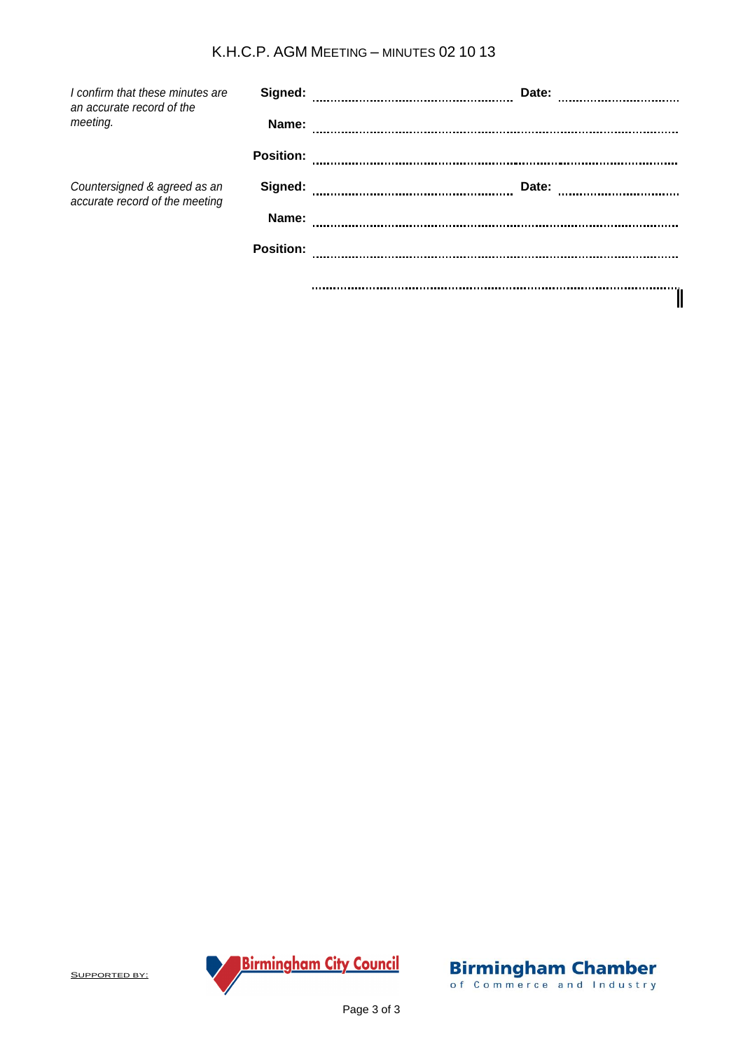*I confirm that these minutes are an accurate record of the meeting.*

**Signed:** .................................................. **Date:** ..............................

**Name:** ..............................................................................................

**Position:** ..............................................................................................

*Countersigned & agreed as an accurate record of the meeting*

**Signed:** .................................................. **Date:** ..............................

**Name:** ..............................................................................................

**Position:** ..............................................................................................

..............................................................................................

SUPPORTED BY:

Birmingham City Council

Birmingham Chamber of Commerce and Industry